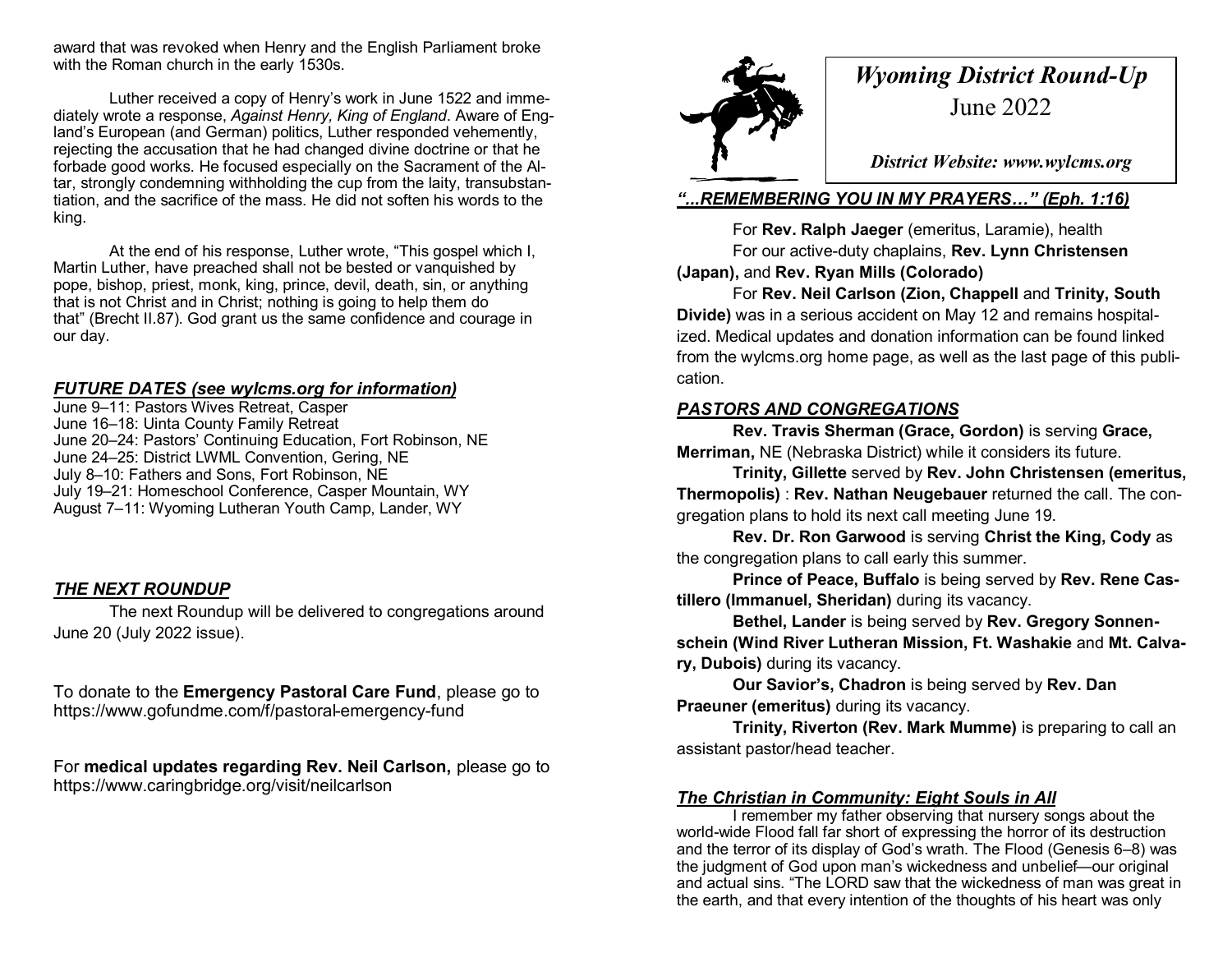award that was revoked when Henry and the English Parliament broke with the Roman church in the early 1530s.

Luther received a copy of Henry's work in June 1522 and immediately wrote a response, *Against Henry, King of England*. Aware of England's European (and German) politics, Luther responded vehemently, rejecting the accusation that he had changed divine doctrine or that he forbade good works. He focused especially on the Sacrament of the Altar, strongly condemning withholding the cup from the laity, transubstantiation, and the sacrifice of the mass. He did not soften his words to the king.

At the end of his response, Luther wrote, "This gospel which I, Martin Luther, have preached shall not be bested or vanquished by pope, bishop, priest, monk, king, prince, devil, death, sin, or anything that is not Christ and in Christ; nothing is going to help them do that" (Brecht II.87). God grant us the same confidence and courage in our day.

## *FUTURE DATES (see wylcms.org for information)*

June 9–11: Pastors Wives Retreat, Casper
June 16–18: Uinta County Family Retreat
June 20–24: Pastors' Continuing Education, Fort Robinson, NE
June 24–25: District LWML Convention, Gering, NE
July 8–10: Fathers and Sons, Fort Robinson, NE
July 19–21: Homeschool Conference, Casper Mountain, WY
August 7–11: Wyoming Lutheran Youth Camp, Lander, WY

## *THE NEXT ROUNDUP*

The next Roundup will be delivered to congregations around June 20 (July 2022 issue).

To donate to the **Emergency Pastoral Care Fund**, please go to https://www.gofundme.com/f/pastoral-emergency-fund

For **medical updates regarding Rev. Neil Carlson,** please go to https://www.caringbridge.org/visit/neilcarlson

# *Wyoming District Round-Up*

June 2022

***District Website: www.wylcms.org***

## *"...REMEMBERING YOU IN MY PRAYERS…" (Eph. 1:16)*

For **Rev. Ralph Jaeger** (emeritus, Laramie), health

For our active-duty chaplains, **Rev. Lynn Christensen (Japan),** and **Rev. Ryan Mills (Colorado)**

For **Rev. Neil Carlson (Zion, Chappell** and **Trinity, South Divide)** was in a serious accident on May 12 and remains hospitalized. Medical updates and donation information can be found linked from the wylcms.org home page, as well as the last page of this publication.

## *PASTORS AND CONGREGATIONS*

**Rev. Travis Sherman (Grace, Gordon)** is serving **Grace, Merriman,** NE (Nebraska District) while it considers its future.

**Trinity, Gillette** served by **Rev. John Christensen (emeritus, Thermopolis)** : **Rev. Nathan Neugebauer** returned the call. The congregation plans to hold its next call meeting June 19.

**Rev. Dr. Ron Garwood** is serving **Christ the King, Cody** as the congregation plans to call early this summer.

**Prince of Peace, Buffalo** is being served by **Rev. Rene Castillero (Immanuel, Sheridan)** during its vacancy.

**Bethel, Lander** is being served by **Rev. Gregory Sonnenschein (Wind River Lutheran Mission, Ft. Washakie** and **Mt. Calvary, Dubois)** during its vacancy.

**Our Savior's, Chadron** is being served by **Rev. Dan Praeuner (emeritus)** during its vacancy.

**Trinity, Riverton (Rev. Mark Mumme)** is preparing to call an assistant pastor/head teacher.

## *The Christian in Community: Eight Souls in All*

I remember my father observing that nursery songs about the world-wide Flood fall far short of expressing the horror of its destruction and the terror of its display of God's wrath. The Flood (Genesis 6–8) was the judgment of God upon man's wickedness and unbelief—our original and actual sins. "The LORD saw that the wickedness of man was great in the earth, and that every intention of the thoughts of his heart was only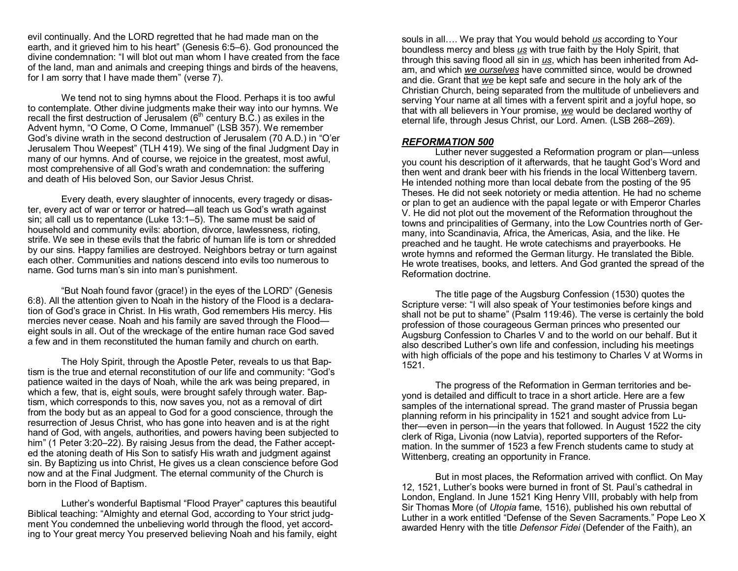evil continually. And the LORD regretted that he had made man on the earth, and it grieved him to his heart" (Genesis 6:5–6). God pronounced the divine condemnation: "I will blot out man whom I have created from the face of the land, man and animals and creeping things and birds of the heavens, for I am sorry that I have made them" (verse 7).

We tend not to sing hymns about the Flood. Perhaps it is too awful to contemplate. Other divine judgments make their way into our hymns. We recall the first destruction of Jerusalem (6th century B.C.) as exiles in the Advent hymn, "O Come, O Come, Immanuel" (LSB 357). We remember God's divine wrath in the second destruction of Jerusalem (70 A.D.) in "O'er Jerusalem Thou Weepest" (TLH 419). We sing of the final Judgment Day in many of our hymns. And of course, we rejoice in the greatest, most awful, most comprehensive of all God's wrath and condemnation: the suffering and death of His beloved Son, our Savior Jesus Christ.

Every death, every slaughter of innocents, every tragedy or disaster, every act of war or terror or hatred—all teach us God's wrath against sin; all call us to repentance (Luke 13:1–5). The same must be said of household and community evils: abortion, divorce, lawlessness, rioting, strife. We see in these evils that the fabric of human life is torn or shredded by our sins. Happy families are destroyed. Neighbors betray or turn against each other. Communities and nations descend into evils too numerous to name. God turns man's sin into man's punishment.

"But Noah found favor (grace!) in the eyes of the LORD" (Genesis 6:8). All the attention given to Noah in the history of the Flood is a declaration of God's grace in Christ. In His wrath, God remembers His mercy. His mercies never cease. Noah and his family are saved through the Flood—eight souls in all. Out of the wreckage of the entire human race God saved a few and in them reconstituted the human family and church on earth.

The Holy Spirit, through the Apostle Peter, reveals to us that Baptism is the true and eternal reconstitution of our life and community: "God's patience waited in the days of Noah, while the ark was being prepared, in which a few, that is, eight souls, were brought safely through water. Baptism, which corresponds to this, now saves you, not as a removal of dirt from the body but as an appeal to God for a good conscience, through the resurrection of Jesus Christ, who has gone into heaven and is at the right hand of God, with angels, authorities, and powers having been subjected to him" (1 Peter 3:20–22). By raising Jesus from the dead, the Father accepted the atoning death of His Son to satisfy His wrath and judgment against sin. By Baptizing us into Christ, He gives us a clean conscience before God now and at the Final Judgment. The eternal community of the Church is born in the Flood of Baptism.

Luther's wonderful Baptismal "Flood Prayer" captures this beautiful Biblical teaching: "Almighty and eternal God, according to Your strict judgment You condemned the unbelieving world through the flood, yet according to Your great mercy You preserved believing Noah and his family, eight souls in all…. We pray that You would behold *us* according to Your boundless mercy and bless *us* with true faith by the Holy Spirit, that through this saving flood all sin in *us*, which has been inherited from Adam, and which *we ourselves* have committed since, would be drowned and die. Grant that *we* be kept safe and secure in the holy ark of the Christian Church, being separated from the multitude of unbelievers and serving Your name at all times with a fervent spirit and a joyful hope, so that with all believers in Your promise, *we* would be declared worthy of eternal life, through Jesus Christ, our Lord. Amen. (LSB 268–269).

## *REFORMATION 500*

Luther never suggested a Reformation program or plan—unless you count his description of it afterwards, that he taught God's Word and then went and drank beer with his friends in the local Wittenberg tavern. He intended nothing more than local debate from the posting of the 95 Theses. He did not seek notoriety or media attention. He had no scheme or plan to get an audience with the papal legate or with Emperor Charles V. He did not plot out the movement of the Reformation throughout the towns and principalities of Germany, into the Low Countries north of Germany, into Scandinavia, Africa, the Americas, Asia, and the like. He preached and he taught. He wrote catechisms and prayerbooks. He wrote hymns and reformed the German liturgy. He translated the Bible. He wrote treatises, books, and letters. And God granted the spread of the Reformation doctrine.

The title page of the Augsburg Confession (1530) quotes the Scripture verse: "I will also speak of Your testimonies before kings and shall not be put to shame" (Psalm 119:46). The verse is certainly the bold profession of those courageous German princes who presented our Augsburg Confession to Charles V and to the world on our behalf. But it also described Luther's own life and confession, including his meetings with high officials of the pope and his testimony to Charles V at Worms in 1521.

The progress of the Reformation in German territories and beyond is detailed and difficult to trace in a short article. Here are a few samples of the international spread. The grand master of Prussia began planning reform in his principality in 1521 and sought advice from Luther—even in person—in the years that followed. In August 1522 the city clerk of Riga, Livonia (now Latvia), reported supporters of the Reformation. In the summer of 1523 a few French students came to study at Wittenberg, creating an opportunity in France.

But in most places, the Reformation arrived with conflict. On May 12, 1521, Luther's books were burned in front of St. Paul's cathedral in London, England. In June 1521 King Henry VIII, probably with help from Sir Thomas More (of *Utopia* fame, 1516), published his own rebuttal of Luther in a work entitled "Defense of the Seven Sacraments." Pope Leo X awarded Henry with the title *Defensor Fidei* (Defender of the Faith), an